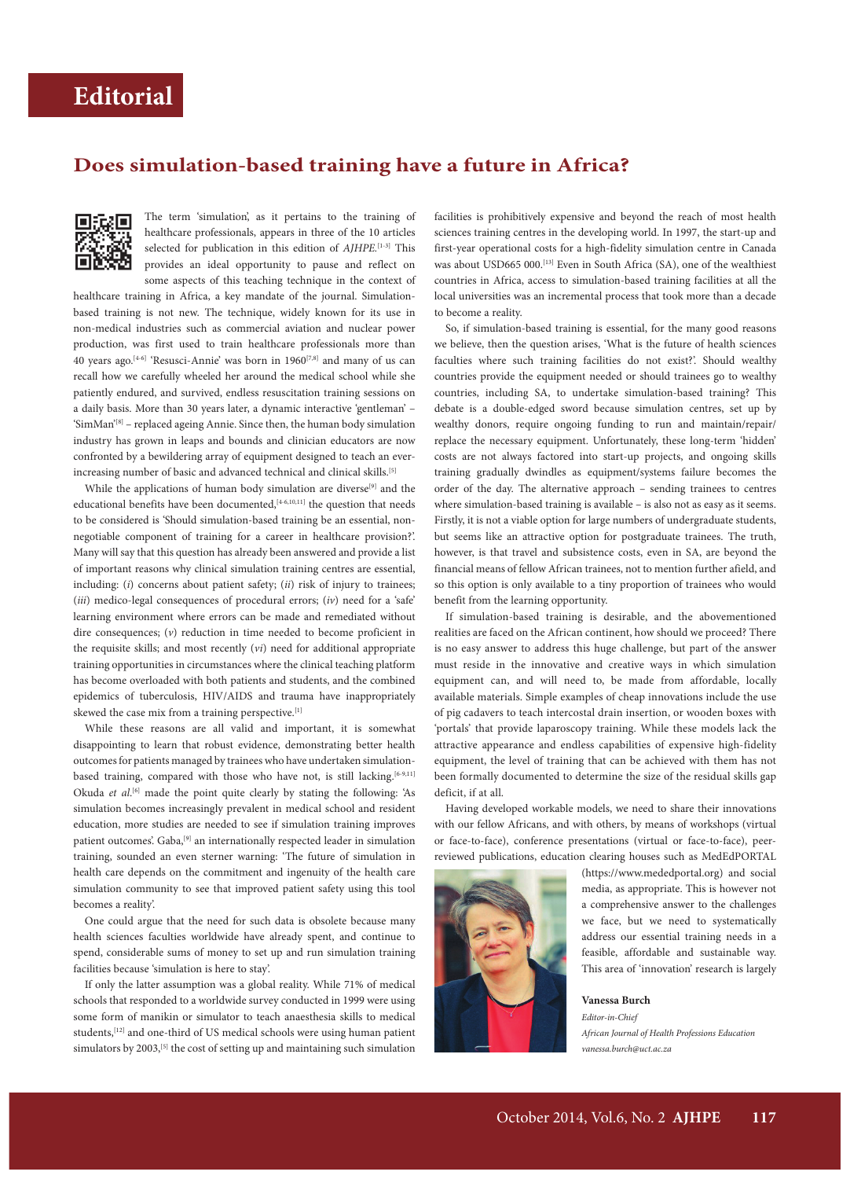# Editorial

## Does simulation-based training have a future in Africa?

The term 'simulation', as it pertains to the training of healthcare professionals, appears in three of the 10 articles selected for publication in this edition of *AJHPE*.[1-3] This provides an ideal opportunity to pause and reflect on some aspects of this teaching technique in the context of healthcare training in Africa, a key mandate of the journal. Simulation-based training is not new. The technique, widely known for its use in non-medical industries such as commercial aviation and nuclear power production, was first used to train healthcare professionals more than 40 years ago.[4-6] 'Resusci-Annie' was born in 1960[7,8] and many of us can recall how we carefully wheeled her around the medical school while she patiently endured, and survived, endless resuscitation training sessions on a daily basis. More than 30 years later, a dynamic interactive 'gentleman' – 'SimMan'[8] – replaced ageing Annie. Since then, the human body simulation industry has grown in leaps and bounds and clinician educators are now confronted by a bewildering array of equipment designed to teach an ever-increasing number of basic and advanced technical and clinical skills.[5]

While the applications of human body simulation are diverse[9] and the educational benefits have been documented,[4-6,10,11] the question that needs to be considered is 'Should simulation-based training be an essential, non-negotiable component of training for a career in healthcare provision?'. Many will say that this question has already been answered and provide a list of important reasons why clinical simulation training centres are essential, including: (*i*) concerns about patient safety; (*ii*) risk of injury to trainees; (*iii*) medico-legal consequences of procedural errors; (*iv*) need for a 'safe' learning environment where errors can be made and remediated without dire consequences; (*v*) reduction in time needed to become proficient in the requisite skills; and most recently (*vi*) need for additional appropriate training opportunities in circumstances where the clinical teaching platform has become overloaded with both patients and students, and the combined epidemics of tuberculosis, HIV/AIDS and trauma have inappropriately skewed the case mix from a training perspective.[1]

While these reasons are all valid and important, it is somewhat disappointing to learn that robust evidence, demonstrating better health outcomes for patients managed by trainees who have undertaken simulation-based training, compared with those who have not, is still lacking.[6-9,11] Okuda *et al.*[6] made the point quite clearly by stating the following: 'As simulation becomes increasingly prevalent in medical school and resident education, more studies are needed to see if simulation training improves patient outcomes'. Gaba,[9] an internationally respected leader in simulation training, sounded an even sterner warning: 'The future of simulation in health care depends on the commitment and ingenuity of the health care simulation community to see that improved patient safety using this tool becomes a reality'.

One could argue that the need for such data is obsolete because many health sciences faculties worldwide have already spent, and continue to spend, considerable sums of money to set up and run simulation training facilities because 'simulation is here to stay'.

If only the latter assumption was a global reality. While 71% of medical schools that responded to a worldwide survey conducted in 1999 were using some form of manikin or simulator to teach anaesthesia skills to medical students,[12] and one-third of US medical schools were using human patient simulators by 2003,[5] the cost of setting up and maintaining such simulation facilities is prohibitively expensive and beyond the reach of most health sciences training centres in the developing world. In 1997, the start-up and first-year operational costs for a high-fidelity simulation centre in Canada was about USD665 000.[13] Even in South Africa (SA), one of the wealthiest countries in Africa, access to simulation-based training facilities at all the local universities was an incremental process that took more than a decade to become a reality.

So, if simulation-based training is essential, for the many good reasons we believe, then the question arises, 'What is the future of health sciences faculties where such training facilities do not exist?'. Should wealthy countries provide the equipment needed or should trainees go to wealthy countries, including SA, to undertake simulation-based training? This debate is a double-edged sword because simulation centres, set up by wealthy donors, require ongoing funding to run and maintain/repair/replace the necessary equipment. Unfortunately, these long-term 'hidden' costs are not always factored into start-up projects, and ongoing skills training gradually dwindles as equipment/systems failure becomes the order of the day. The alternative approach – sending trainees to centres where simulation-based training is available – is also not as easy as it seems. Firstly, it is not a viable option for large numbers of undergraduate students, but seems like an attractive option for postgraduate trainees. The truth, however, is that travel and subsistence costs, even in SA, are beyond the financial means of fellow African trainees, not to mention further afield, and so this option is only available to a tiny proportion of trainees who would benefit from the learning opportunity.

If simulation-based training is desirable, and the abovementioned realities are faced on the African continent, how should we proceed? There is no easy answer to address this huge challenge, but part of the answer must reside in the innovative and creative ways in which simulation equipment can, and will need to, be made from affordable, locally available materials. Simple examples of cheap innovations include the use of pig cadavers to teach intercostal drain insertion, or wooden boxes with 'portals' that provide laparoscopy training. While these models lack the attractive appearance and endless capabilities of expensive high-fidelity equipment, the level of training that can be achieved with them has not been formally documented to determine the size of the residual skills gap deficit, if at all.

Having developed workable models, we need to share their innovations with our fellow Africans, and with others, by means of workshops (virtual or face-to-face), conference presentations (virtual or face-to-face), peer-reviewed publications, education clearing houses such as MedEdPORTAL (https://www.mededportal.org) and social media, as appropriate. This is however not a comprehensive answer to the challenges we face, but we need to systematically address our essential training needs in a feasible, affordable and sustainable way. This area of 'innovation' research is largely

**Vanessa Burch**
*Editor-in-Chief*
*African Journal of Health Professions Education*
*vanessa.burch@uct.ac.za*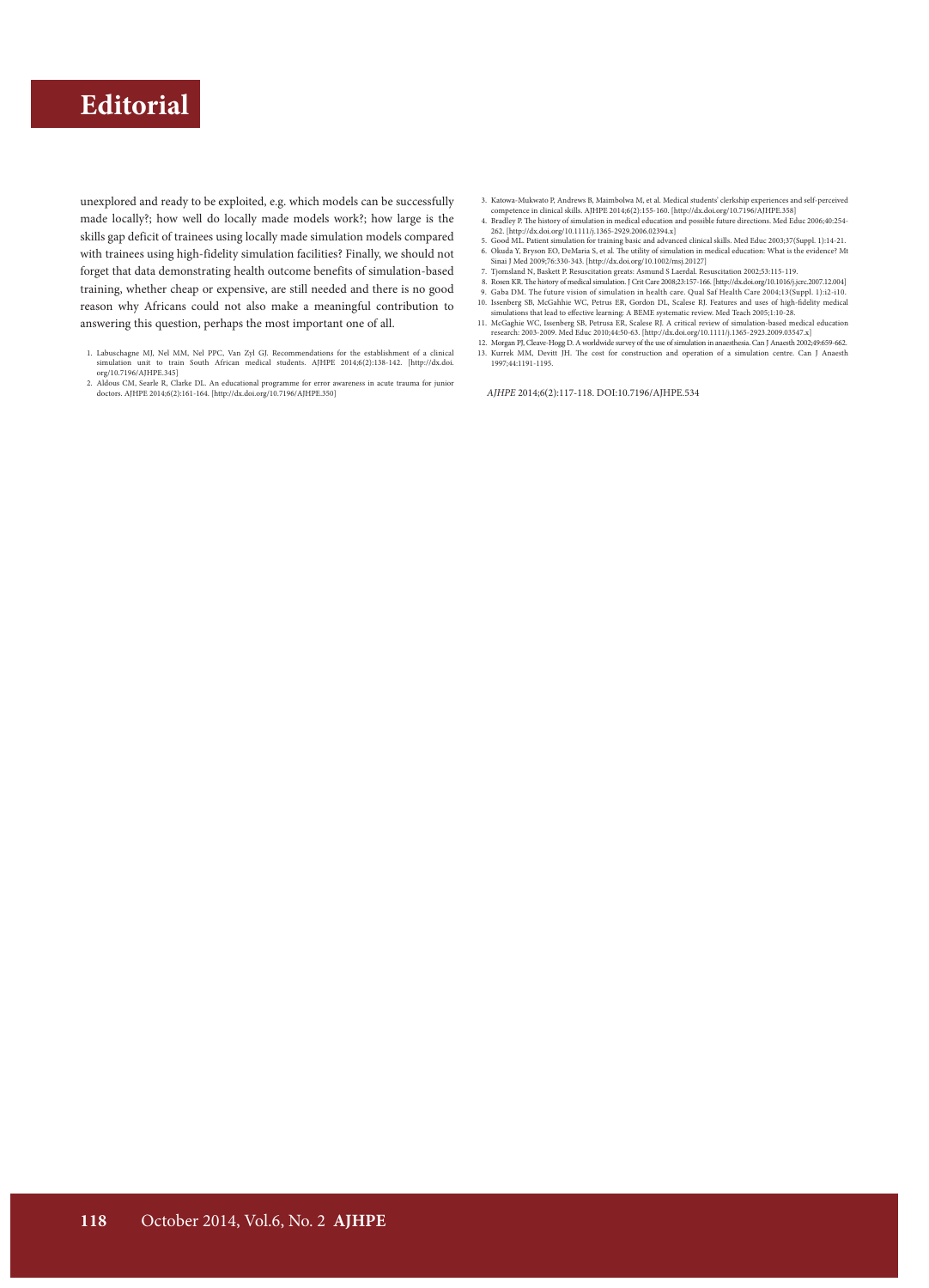unexplored and ready to be exploited, e.g. which models can be successfully made locally?; how well do locally made models work?; how large is the skills gap deficit of trainees using locally made simulation models compared with trainees using high-fidelity simulation facilities? Finally, we should not forget that data demonstrating health outcome benefits of simulation-based training, whether cheap or expensive, are still needed and there is no good reason why Africans could not also make a meaningful contribution to answering this question, perhaps the most important one of all.

1. Labuschagne MJ, Nel MM, Nel PPC, Van Zyl GJ. Recommendations for the establishment of a clinical simulation unit to train South African medical students. AJHPE 2014;6(2):138-142. [http://dx.doi.org/10.7196/AJHPE.345]
2. Aldous CM, Searle R, Clarke DL. An educational programme for error awareness in acute trauma for junior doctors. AJHPE 2014;6(2):161-164. [http://dx.doi.org/10.7196/AJHPE.350]
3. Katowa-Mukwato P, Andrews B, Maimbolwa M, et al. Medical students' clerkship experiences and self-perceived competence in clinical skills. AJHPE 2014;6(2):155-160. [http://dx.doi.org/10.7196/AJHPE.358]
4. Bradley P. The history of simulation in medical education and possible future directions. Med Educ 2006;40:254-262. [http://dx.doi.org/10.1111/j.1365-2929.2006.02394.x]
5. Good ML. Patient simulation for training basic and advanced clinical skills. Med Educ 2003;37(Suppl. 1):14-21.
6. Okuda Y, Bryson EO, DeMaria S, et al. The utility of simulation in medical education: What is the evidence? Mt Sinai J Med 2009;76:330-343. [http://dx.doi.org/10.1002/msj.20127]
7. Tjomsland N, Baskett P. Resuscitation greats: Asmund S Laerdal. Resuscitation 2002;53:115-119.
8. Rosen KR. The history of medical simulation. J Crit Care 2008;23:157-166. [http://dx.doi.org/10.1016/j.jcrc.2007.12.004]
9. Gaba DM. The future vision of simulation in health care. Qual Saf Health Care 2004;13(Suppl. 1):i2-i10.
10. Issenberg SB, McGahhie WC, Petrus ER, Gordon DL, Scalese RJ. Features and uses of high-fidelity medical simulations that lead to effective learning: A BEME systematic review. Med Teach 2005;1:10-28.
11. McGaghie WC, Issenberg SB, Petrusa ER, Scalese RJ. A critical review of simulation-based medical education research: 2003-2009. Med Educ 2010;44:50-63. [http://dx.doi.org/10.1111/j.1365-2923.2009.03547.x]
12. Morgan PJ, Cleave-Hogg D. A worldwide survey of the use of simulation in anaesthesia. Can J Anaesth 2002;49:659-662.
13. Kurrek MM, Devitt JH. The cost for construction and operation of a simulation centre. Can J Anaesth 1997;44:1191-1195.

*AJHPE* 2014;6(2):117-118. DOI:10.7196/AJHPE.534